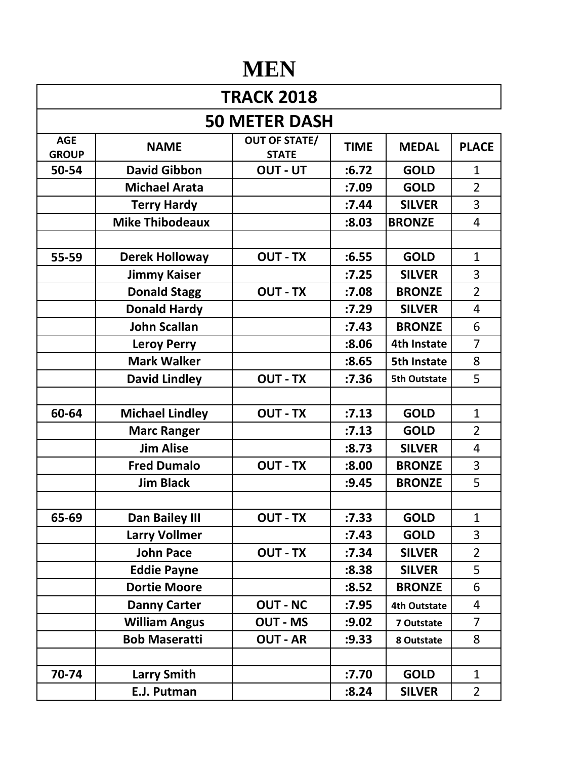# MEN

| TRACK 2018 | | | | | |
|---|---|---|---|---|---|
| **50 METER DASH** | | | | | |
| **AGE GROUP** | **NAME** | **OUT OF STATE/ STATE** | **TIME** | **MEDAL** | **PLACE** |
| **50-54** | **David Gibbon** | **OUT - UT** | **:6.72** | **GOLD** | 1 |
| | **Michael Arata** | | **:7.09** | **GOLD** | 2 |
| | **Terry Hardy** | | **:7.44** | **SILVER** | 3 |
| | **Mike Thibodeaux** | | **:8.03** | **BRONZE** | 4 |
| | | | | | |
| **55-59** | **Derek Holloway** | **OUT - TX** | **:6.55** | **GOLD** | 1 |
| | **Jimmy Kaiser** | | **:7.25** | **SILVER** | 3 |
| | **Donald Stagg** | **OUT - TX** | **:7.08** | **BRONZE** | 2 |
| | **Donald Hardy** | | **:7.29** | **SILVER** | 4 |
| | **John Scallan** | | **:7.43** | **BRONZE** | 6 |
| | **Leroy Perry** | | **:8.06** | **4th Instate** | 7 |
| | **Mark Walker** | | **:8.65** | **5th Instate** | 8 |
| | **David Lindley** | **OUT - TX** | **:7.36** | **5th Outstate** | 5 |
| | | | | | |
| **60-64** | **Michael Lindley** | **OUT - TX** | **:7.13** | **GOLD** | 1 |
| | **Marc Ranger** | | **:7.13** | **GOLD** | 2 |
| | **Jim Alise** | | **:8.73** | **SILVER** | 4 |
| | **Fred Dumalo** | **OUT - TX** | **:8.00** | **BRONZE** | 3 |
| | **Jim Black** | | **:9.45** | **BRONZE** | 5 |
| | | | | | |
| **65-69** | **Dan Bailey III** | **OUT - TX** | **:7.33** | **GOLD** | 1 |
| | **Larry Vollmer** | | **:7.43** | **GOLD** | 3 |
| | **John Pace** | **OUT - TX** | **:7.34** | **SILVER** | 2 |
| | **Eddie Payne** | | **:8.38** | **SILVER** | 5 |
| | **Dortie Moore** | | **:8.52** | **BRONZE** | 6 |
| | **Danny Carter** | **OUT - NC** | **:7.95** | **4th Outstate** | 4 |
| | **William Angus** | **OUT - MS** | **:9.02** | **7 Outstate** | 7 |
| | **Bob Maseratti** | **OUT - AR** | **:9.33** | **8 Outstate** | 8 |
| | | | | | |
| **70-74** | **Larry Smith** | | **:7.70** | **GOLD** | 1 |
| | **E.J. Putman** | | **:8.24** | **SILVER** | 2 |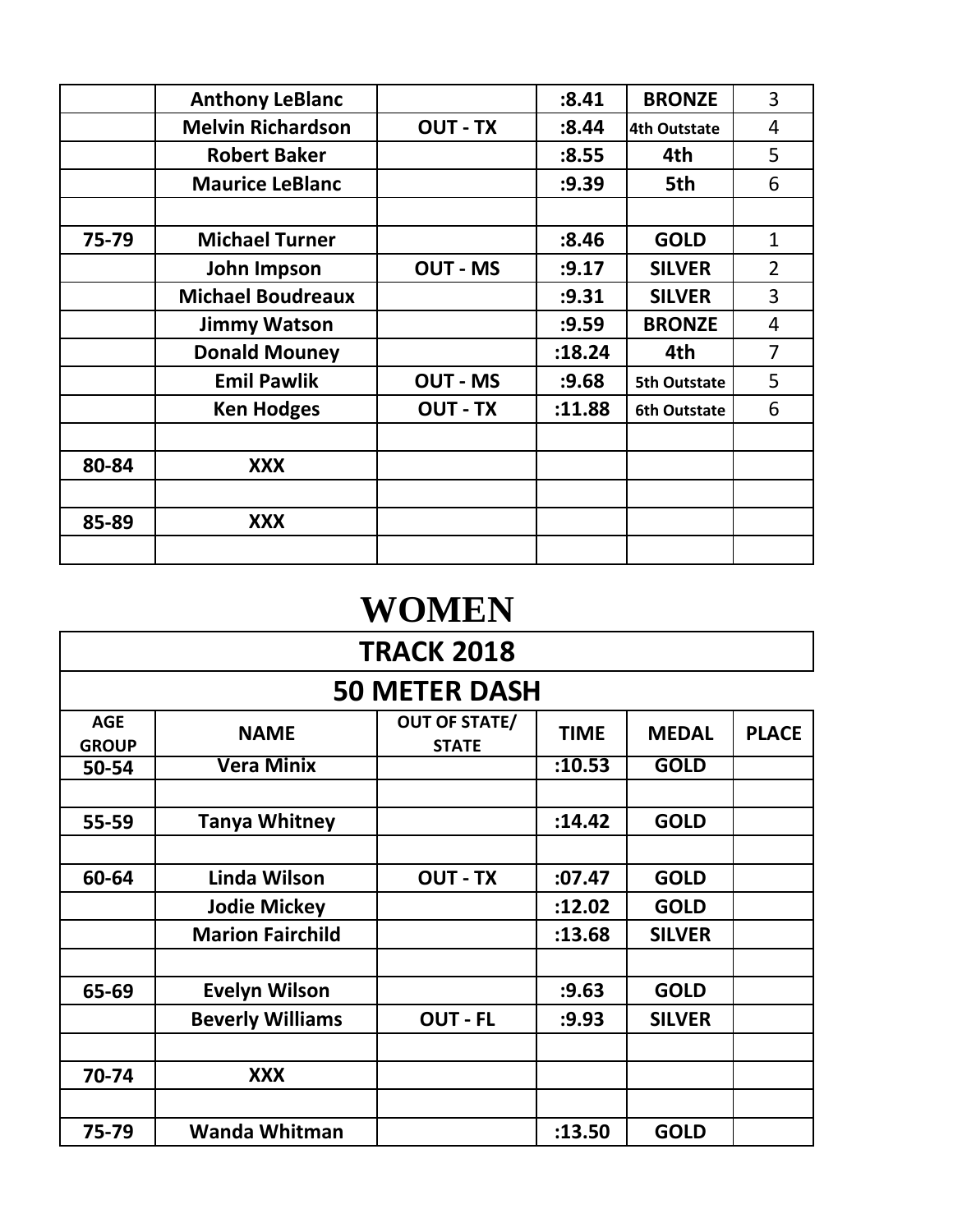| | | | | | |
|---|---|---|---|---|---|
| | Anthony LeBlanc | | :8.41 | BRONZE | 3 |
| | Melvin Richardson | OUT - TX | :8.44 | 4th Outstate | 4 |
| | Robert Baker | | :8.55 | 4th | 5 |
| | Maurice LeBlanc | | :9.39 | 5th | 6 |
| | | | | | |
| 75-79 | Michael Turner | | :8.46 | GOLD | 1 |
| | John Impson | OUT - MS | :9.17 | SILVER | 2 |
| | Michael Boudreaux | | :9.31 | SILVER | 3 |
| | Jimmy Watson | | :9.59 | BRONZE | 4 |
| | Donald Mouney | | :18.24 | 4th | 7 |
| | Emil Pawlik | OUT - MS | :9.68 | 5th Outstate | 5 |
| | Ken Hodges | OUT - TX | :11.88 | 6th Outstate | 6 |
| | | | | | |
| 80-84 | XXX | | | | |
| | | | | | |
| 85-89 | XXX | | | | |
| | | | | | |

# WOMEN

## TRACK 2018

## 50 METER DASH

| AGE GROUP | NAME | OUT OF STATE/ STATE | TIME | MEDAL | PLACE |
|---|---|---|---|---|---|
| 50-54 | Vera Minix | | :10.53 | GOLD | |
| | | | | | |
| 55-59 | Tanya Whitney | | :14.42 | GOLD | |
| | | | | | |
| 60-64 | Linda Wilson | OUT - TX | :07.47 | GOLD | |
| | Jodie Mickey | | :12.02 | GOLD | |
| | Marion Fairchild | | :13.68 | SILVER | |
| | | | | | |
| 65-69 | Evelyn Wilson | | :9.63 | GOLD | |
| | Beverly Williams | OUT - FL | :9.93 | SILVER | |
| | | | | | |
| 70-74 | XXX | | | | |
| | | | | | |
| 75-79 | Wanda Whitman | | :13.50 | GOLD | |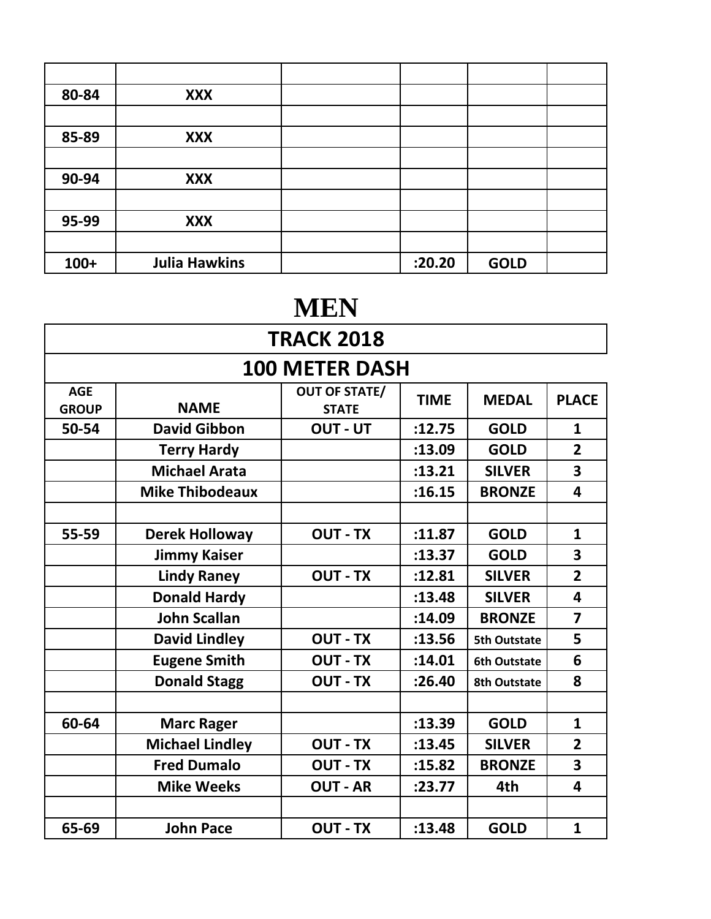| | | | | | |
|---|---|---|---|---|---|
| | | | | | |
| 80-84 | XXX | | | | |
| | | | | | |
| 85-89 | XXX | | | | |
| | | | | | |
| 90-94 | XXX | | | | |
| | | | | | |
| 95-99 | XXX | | | | |
| | | | | | |
| 100+ | Julia Hawkins | | :20.20 | GOLD | |

# MEN

## TRACK 2018

## 100 METER DASH

| AGE GROUP | NAME | OUT OF STATE/ STATE | TIME | MEDAL | PLACE |
|---|---|---|---|---|---|
| 50-54 | David Gibbon | OUT - UT | :12.75 | GOLD | 1 |
| | Terry Hardy | | :13.09 | GOLD | 2 |
| | Michael Arata | | :13.21 | SILVER | 3 |
| | Mike Thibodeaux | | :16.15 | BRONZE | 4 |
| | | | | | |
| 55-59 | Derek Holloway | OUT - TX | :11.87 | GOLD | 1 |
| | Jimmy Kaiser | | :13.37 | GOLD | 3 |
| | Lindy Raney | OUT - TX | :12.81 | SILVER | 2 |
| | Donald Hardy | | :13.48 | SILVER | 4 |
| | John Scallan | | :14.09 | BRONZE | 7 |
| | David Lindley | OUT - TX | :13.56 | 5th Outstate | 5 |
| | Eugene Smith | OUT - TX | :14.01 | 6th Outstate | 6 |
| | Donald Stagg | OUT - TX | :26.40 | 8th Outstate | 8 |
| | | | | | |
| 60-64 | Marc Rager | | :13.39 | GOLD | 1 |
| | Michael Lindley | OUT - TX | :13.45 | SILVER | 2 |
| | Fred Dumalo | OUT - TX | :15.82 | BRONZE | 3 |
| | Mike Weeks | OUT - AR | :23.77 | 4th | 4 |
| | | | | | |
| 65-69 | John Pace | OUT - TX | :13.48 | GOLD | 1 |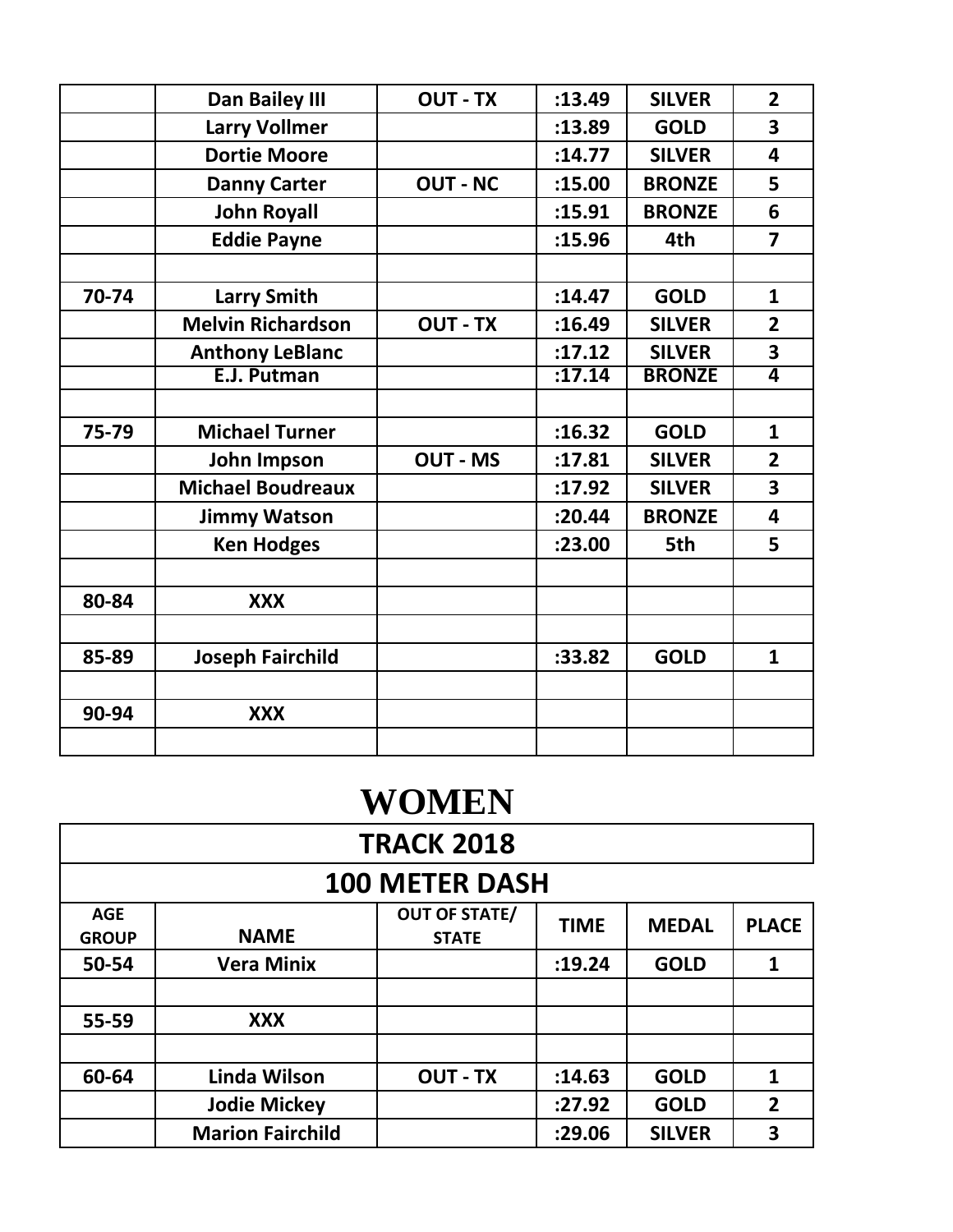| | | | | | |
|---|---|---|---|---|---|
| | **Dan Bailey III** | **OUT - TX** | **:13.49** | **SILVER** | **2** |
| | **Larry Vollmer** | | **:13.89** | **GOLD** | **3** |
| | **Dortie Moore** | | **:14.77** | **SILVER** | **4** |
| | **Danny Carter** | **OUT - NC** | **:15.00** | **BRONZE** | **5** |
| | **John Royall** | | **:15.91** | **BRONZE** | **6** |
| | **Eddie Payne** | | **:15.96** | **4th** | **7** |
| | | | | | |
| **70-74** | **Larry Smith** | | **:14.47** | **GOLD** | **1** |
| | **Melvin Richardson** | **OUT - TX** | **:16.49** | **SILVER** | **2** |
| | **Anthony LeBlanc** | | **:17.12** | **SILVER** | **3** |
| | **E.J. Putman** | | **:17.14** | **BRONZE** | **4** |
| | | | | | |
| **75-79** | **Michael Turner** | | **:16.32** | **GOLD** | **1** |
| | **John Impson** | **OUT - MS** | **:17.81** | **SILVER** | **2** |
| | **Michael Boudreaux** | | **:17.92** | **SILVER** | **3** |
| | **Jimmy Watson** | | **:20.44** | **BRONZE** | **4** |
| | **Ken Hodges** | | **:23.00** | **5th** | **5** |
| | | | | | |
| **80-84** | **XXX** | | | | |
| | | | | | |
| **85-89** | **Joseph Fairchild** | | **:33.82** | **GOLD** | **1** |
| | | | | | |
| **90-94** | **XXX** | | | | |
| | | | | | |

# WOMEN

## TRACK 2018

## 100 METER DASH

| AGE GROUP | NAME | OUT OF STATE/ STATE | TIME | MEDAL | PLACE |
|---|---|---|---|---|---|
| **50-54** | **Vera Minix** | | **:19.24** | **GOLD** | **1** |
| | | | | | |
| **55-59** | **XXX** | | | | |
| | | | | | |
| **60-64** | **Linda Wilson** | **OUT - TX** | **:14.63** | **GOLD** | **1** |
| | **Jodie Mickey** | | **:27.92** | **GOLD** | **2** |
| | **Marion Fairchild** | | **:29.06** | **SILVER** | **3** |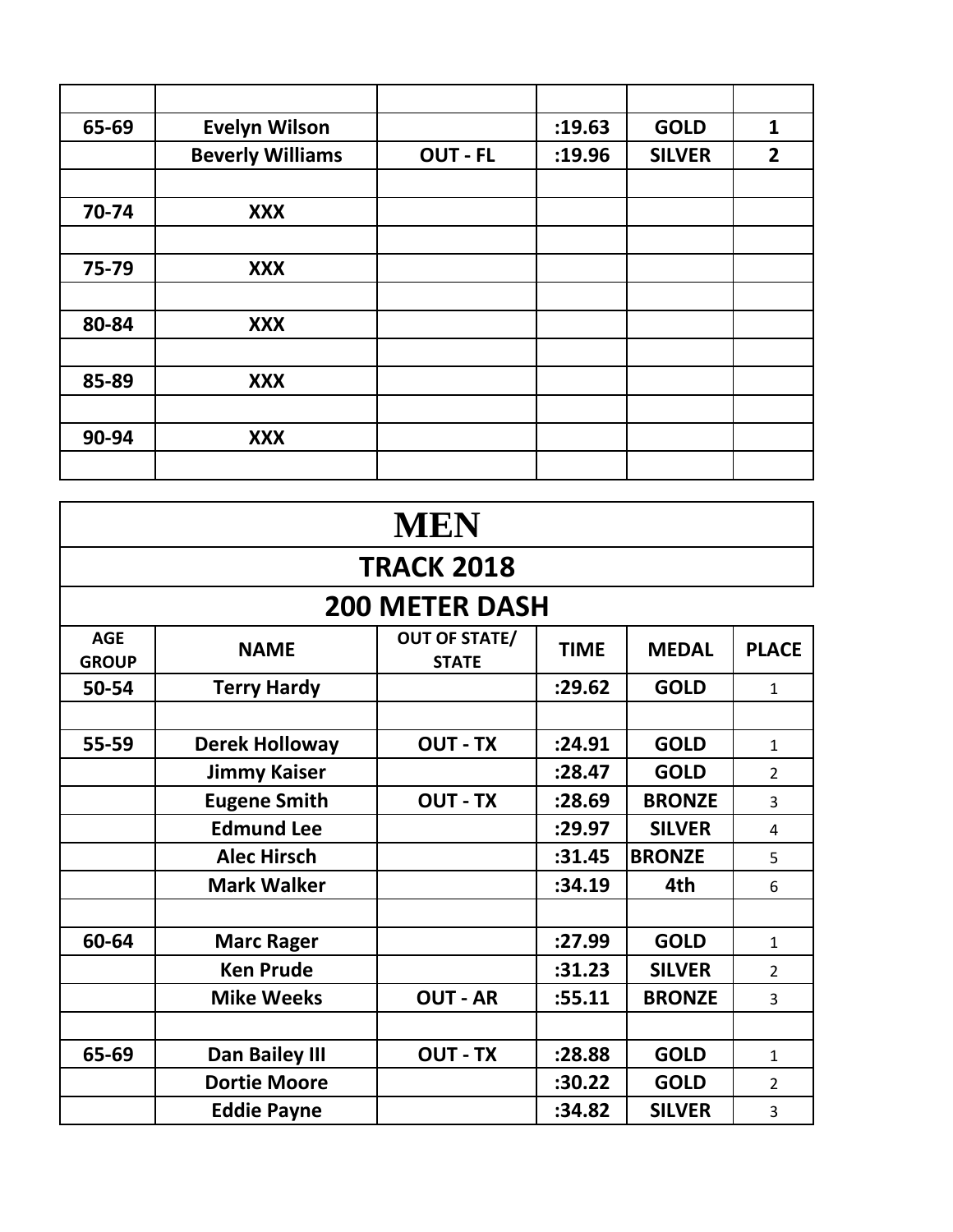|  |  |  |  |  |  |
|---|---|---|---|---|---|
| 65-69 | Evelyn Wilson |  | :19.63 | GOLD | 1 |
|  | Beverly Williams | OUT - FL | :19.96 | SILVER | 2 |
|  |  |  |  |  |  |
| 70-74 | XXX |  |  |  |  |
|  |  |  |  |  |  |
| 75-79 | XXX |  |  |  |  |
|  |  |  |  |  |  |
| 80-84 | XXX |  |  |  |  |
|  |  |  |  |  |  |
| 85-89 | XXX |  |  |  |  |
|  |  |  |  |  |  |
| 90-94 | XXX |  |  |  |  |
|  |  |  |  |  |  |

# MEN

## TRACK 2018

## 200 METER DASH

| AGE GROUP | NAME | OUT OF STATE/ STATE | TIME | MEDAL | PLACE |
|---|---|---|---|---|---|
| 50-54 | Terry Hardy |  | :29.62 | GOLD | 1 |
|  |  |  |  |  |  |
| 55-59 | Derek Holloway | OUT - TX | :24.91 | GOLD | 1 |
|  | Jimmy Kaiser |  | :28.47 | GOLD | 2 |
|  | Eugene Smith | OUT - TX | :28.69 | BRONZE | 3 |
|  | Edmund Lee |  | :29.97 | SILVER | 4 |
|  | Alec Hirsch |  | :31.45 | BRONZE | 5 |
|  | Mark Walker |  | :34.19 | 4th | 6 |
|  |  |  |  |  |  |
| 60-64 | Marc Rager |  | :27.99 | GOLD | 1 |
|  | Ken Prude |  | :31.23 | SILVER | 2 |
|  | Mike Weeks | OUT - AR | :55.11 | BRONZE | 3 |
|  |  |  |  |  |  |
| 65-69 | Dan Bailey III | OUT - TX | :28.88 | GOLD | 1 |
|  | Dortie Moore |  | :30.22 | GOLD | 2 |
|  | Eddie Payne |  | :34.82 | SILVER | 3 |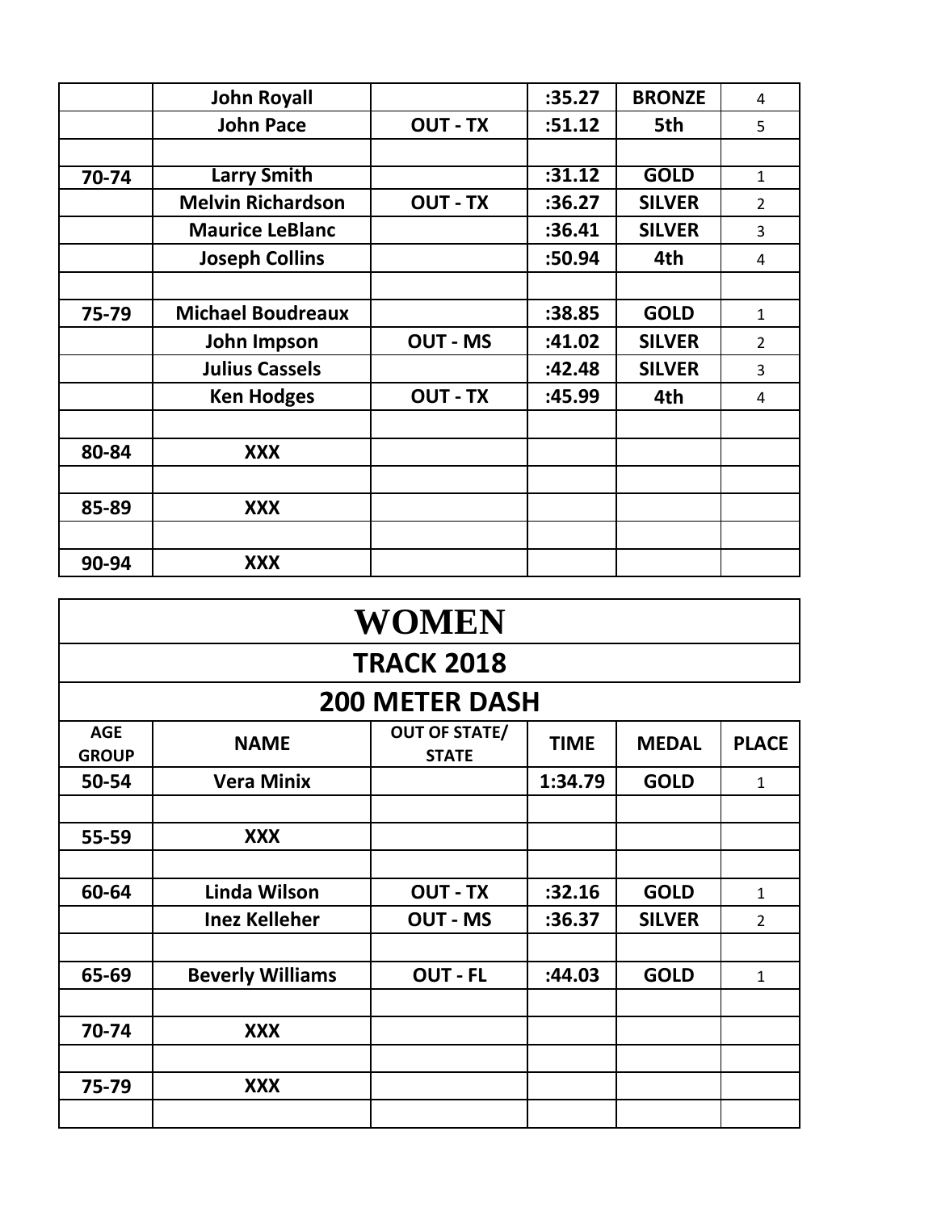| | John Royall | | :35.27 | BRONZE | 4 |
|---|---|---|---|---|---|
| | John Pace | OUT - TX | :51.12 | 5th | 5 |
| | | | | | |
| 70-74 | Larry Smith | | :31.12 | GOLD | 1 |
| | Melvin Richardson | OUT - TX | :36.27 | SILVER | 2 |
| | Maurice LeBlanc | | :36.41 | SILVER | 3 |
| | Joseph Collins | | :50.94 | 4th | 4 |
| | | | | | |
| 75-79 | Michael Boudreaux | | :38.85 | GOLD | 1 |
| | John Impson | OUT - MS | :41.02 | SILVER | 2 |
| | Julius Cassels | | :42.48 | SILVER | 3 |
| | Ken Hodges | OUT - TX | :45.99 | 4th | 4 |
| | | | | | |
| 80-84 | XXX | | | | |
| | | | | | |
| 85-89 | XXX | | | | |
| | | | | | |
| 90-94 | XXX | | | | |

# WOMEN

## TRACK 2018

## 200 METER DASH

| AGE GROUP | NAME | OUT OF STATE/ STATE | TIME | MEDAL | PLACE |
|---|---|---|---|---|---|
| 50-54 | Vera Minix | | 1:34.79 | GOLD | 1 |
| | | | | | |
| 55-59 | XXX | | | | |
| | | | | | |
| 60-64 | Linda Wilson | OUT - TX | :32.16 | GOLD | 1 |
| | Inez Kelleher | OUT - MS | :36.37 | SILVER | 2 |
| | | | | | |
| 65-69 | Beverly Williams | OUT - FL | :44.03 | GOLD | 1 |
| | | | | | |
| 70-74 | XXX | | | | |
| | | | | | |
| 75-79 | XXX | | | | |
| | | | | | |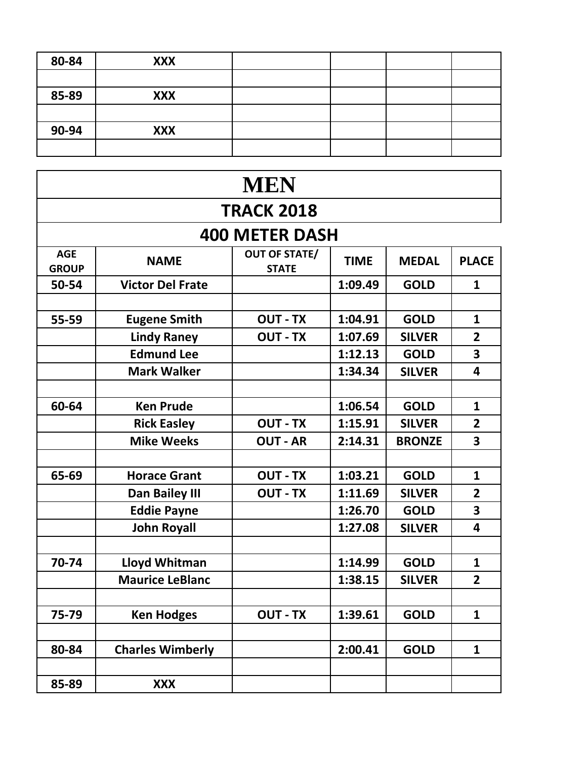| | | | | | |
|---|---|---|---|---|---|
| 80-84 | XXX | | | | |
| | | | | | |
| 85-89 | XXX | | | | |
| | | | | | |
| 90-94 | XXX | | | | |
| | | | | | |

# MEN

## TRACK 2018

## 400 METER DASH

| AGE GROUP | NAME | OUT OF STATE/ STATE | TIME | MEDAL | PLACE |
|---|---|---|---|---|---|
| 50-54 | Victor Del Frate | | 1:09.49 | GOLD | 1 |
| | | | | | |
| 55-59 | Eugene Smith | OUT - TX | 1:04.91 | GOLD | 1 |
| | Lindy Raney | OUT - TX | 1:07.69 | SILVER | 2 |
| | Edmund Lee | | 1:12.13 | GOLD | 3 |
| | Mark Walker | | 1:34.34 | SILVER | 4 |
| | | | | | |
| 60-64 | Ken Prude | | 1:06.54 | GOLD | 1 |
| | Rick Easley | OUT - TX | 1:15.91 | SILVER | 2 |
| | Mike Weeks | OUT - AR | 2:14.31 | BRONZE | 3 |
| | | | | | |
| 65-69 | Horace Grant | OUT - TX | 1:03.21 | GOLD | 1 |
| | Dan Bailey III | OUT - TX | 1:11.69 | SILVER | 2 |
| | Eddie Payne | | 1:26.70 | GOLD | 3 |
| | John Royall | | 1:27.08 | SILVER | 4 |
| | | | | | |
| 70-74 | Lloyd Whitman | | 1:14.99 | GOLD | 1 |
| | Maurice LeBlanc | | 1:38.15 | SILVER | 2 |
| | | | | | |
| 75-79 | Ken Hodges | OUT - TX | 1:39.61 | GOLD | 1 |
| | | | | | |
| 80-84 | Charles Wimberly | | 2:00.41 | GOLD | 1 |
| | | | | | |
| 85-89 | XXX | | | | |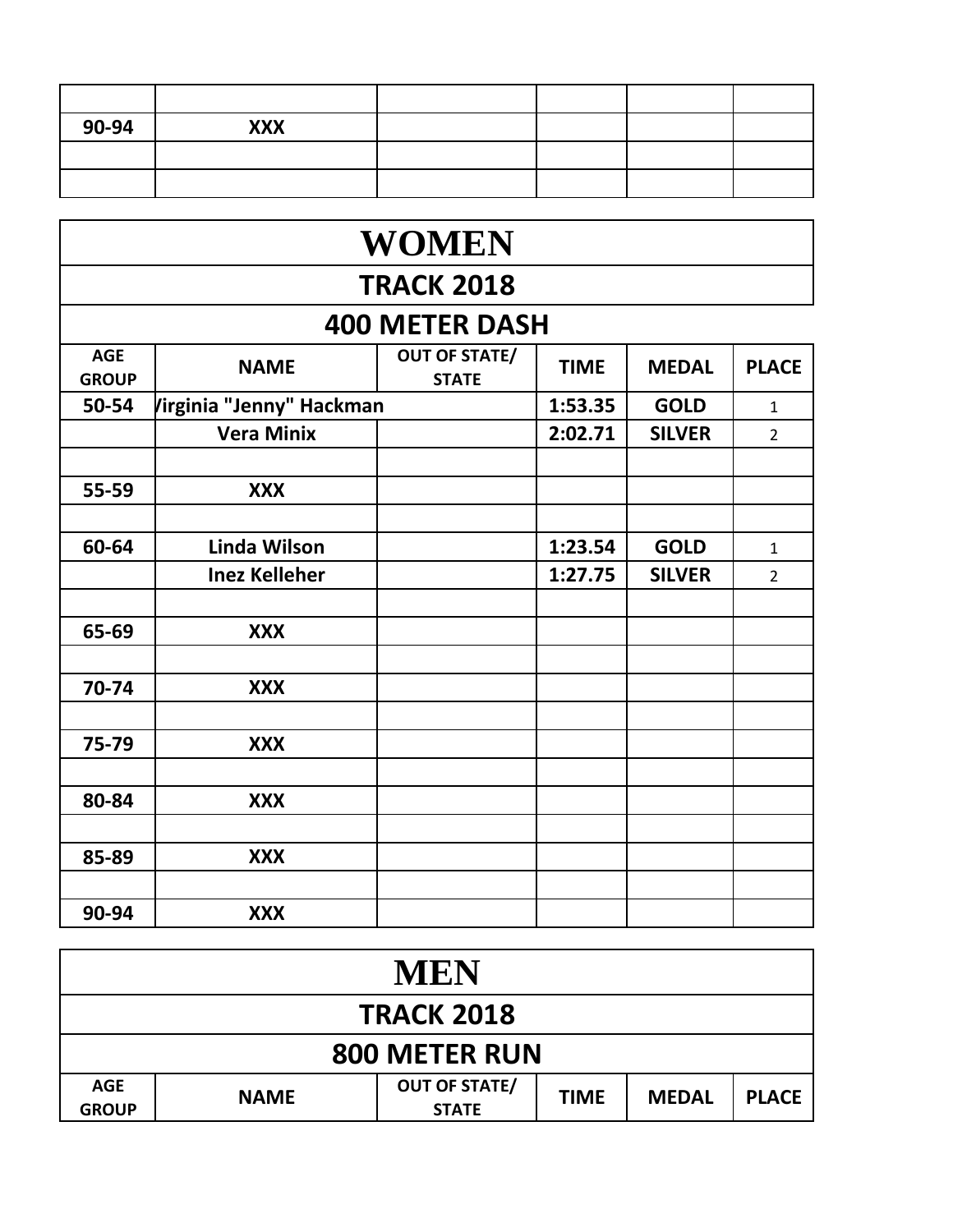| | | | | | |
|---|---|---|---|---|---|
| | | | | | |
| 90-94 | XXX | | | | |
| | | | | | |
| | | | | | |

# WOMEN

## TRACK 2018

## 400 METER DASH

| AGE GROUP | NAME | OUT OF STATE/ STATE | TIME | MEDAL | PLACE |
|---|---|---|---|---|---|
| 50-54 | /irginia "Jenny" Hackman | | 1:53.35 | GOLD | 1 |
| | Vera Minix | | 2:02.71 | SILVER | 2 |
| | | | | | |
| 55-59 | XXX | | | | |
| | | | | | |
| 60-64 | Linda Wilson | | 1:23.54 | GOLD | 1 |
| | Inez Kelleher | | 1:27.75 | SILVER | 2 |
| | | | | | |
| 65-69 | XXX | | | | |
| | | | | | |
| 70-74 | XXX | | | | |
| | | | | | |
| 75-79 | XXX | | | | |
| | | | | | |
| 80-84 | XXX | | | | |
| | | | | | |
| 85-89 | XXX | | | | |
| | | | | | |
| 90-94 | XXX | | | | |

# MEN

## TRACK 2018

## 800 METER RUN

| AGE GROUP | NAME | OUT OF STATE/ STATE | TIME | MEDAL | PLACE |
|---|---|---|---|---|---|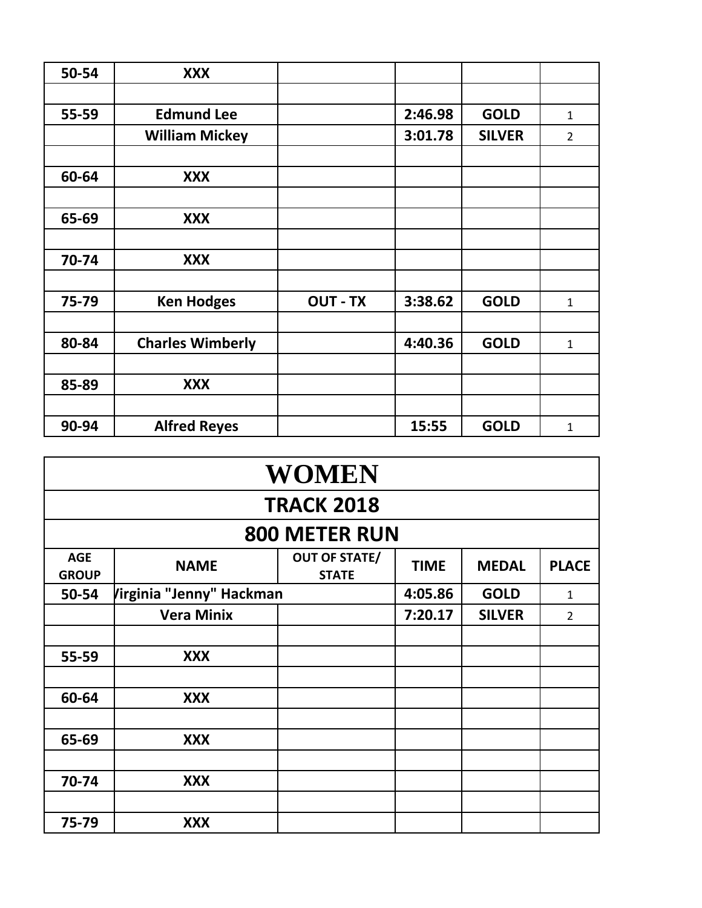| | | | | | |
|---|---|---|---|---|---|
| 50-54 | XXX | | | | |
| | | | | | |
| 55-59 | Edmund Lee | | 2:46.98 | GOLD | 1 |
| | William Mickey | | 3:01.78 | SILVER | 2 |
| | | | | | |
| 60-64 | XXX | | | | |
| | | | | | |
| 65-69 | XXX | | | | |
| | | | | | |
| 70-74 | XXX | | | | |
| | | | | | |
| 75-79 | Ken Hodges | OUT - TX | 3:38.62 | GOLD | 1 |
| | | | | | |
| 80-84 | Charles Wimberly | | 4:40.36 | GOLD | 1 |
| | | | | | |
| 85-89 | XXX | | | | |
| | | | | | |
| 90-94 | Alfred Reyes | | 15:55 | GOLD | 1 |

# WOMEN

## TRACK 2018

## 800 METER RUN

| AGE GROUP | NAME | OUT OF STATE/ STATE | TIME | MEDAL | PLACE |
|---|---|---|---|---|---|
| 50-54 | Virginia "Jenny" Hackman | | 4:05.86 | GOLD | 1 |
| | Vera Minix | | 7:20.17 | SILVER | 2 |
| | | | | | |
| 55-59 | XXX | | | | |
| | | | | | |
| 60-64 | XXX | | | | |
| | | | | | |
| 65-69 | XXX | | | | |
| | | | | | |
| 70-74 | XXX | | | | |
| | | | | | |
| 75-79 | XXX | | | | |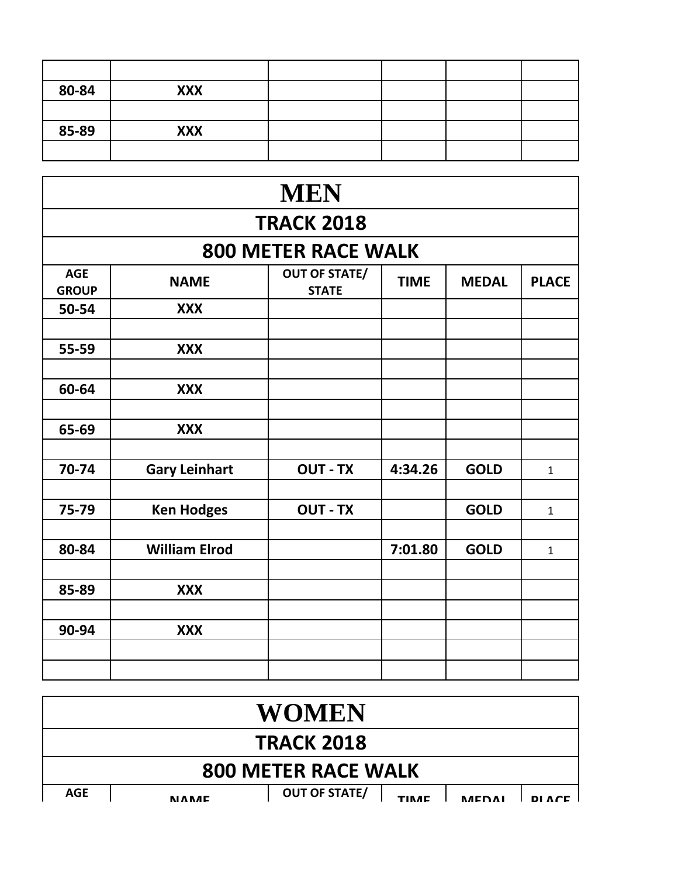| | | | | | |
|---|---|---|---|---|---|
| | | | | | |
| 80-84 | XXX | | | | |
| | | | | | |
| 85-89 | XXX | | | | |
| | | | | | |

# MEN

## TRACK 2018

## 800 METER RACE WALK

| AGE GROUP | NAME | OUT OF STATE/ STATE | TIME | MEDAL | PLACE |
|---|---|---|---|---|---|
| 50-54 | XXX | | | | |
| | | | | | |
| 55-59 | XXX | | | | |
| | | | | | |
| 60-64 | XXX | | | | |
| | | | | | |
| 65-69 | XXX | | | | |
| | | | | | |
| 70-74 | Gary Leinhart | OUT - TX | 4:34.26 | GOLD | 1 |
| | | | | | |
| 75-79 | Ken Hodges | OUT - TX | | GOLD | 1 |
| | | | | | |
| 80-84 | William Elrod | | 7:01.80 | GOLD | 1 |
| | | | | | |
| 85-89 | XXX | | | | |
| | | | | | |
| 90-94 | XXX | | | | |
| | | | | | |
| | | | | | |

# WOMEN

## TRACK 2018

## 800 METER RACE WALK

| AGE GROUP | NAME | OUT OF STATE/ STATE | TIME | MEDAL | PLACE |
|---|---|---|---|---|---|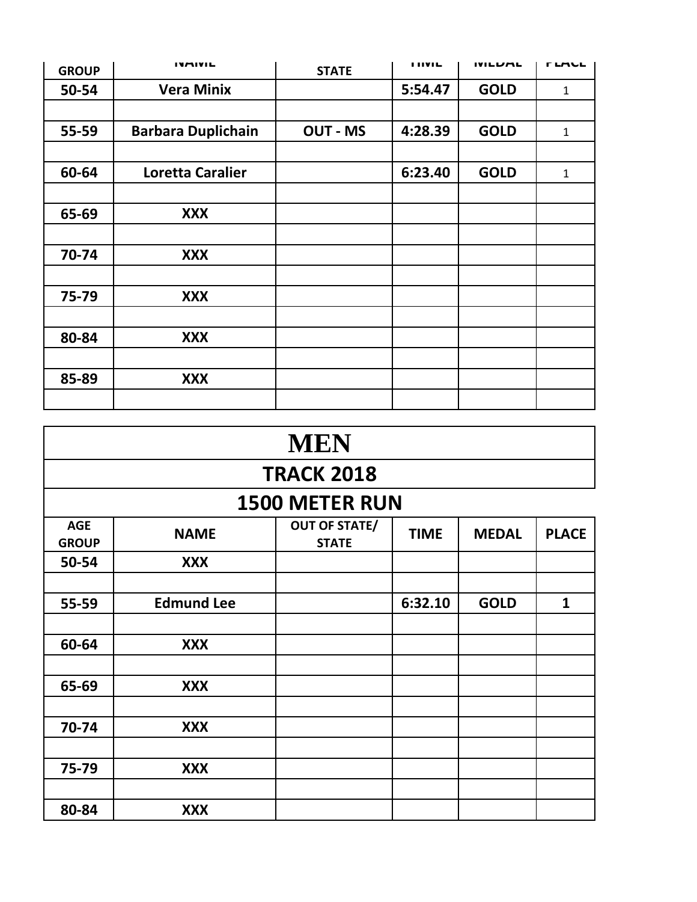| AGE GROUP | NAME | OUT OF STATE/ STATE | TIME | MEDAL | PLACE |
|---|---|---|---|---|---|
| 50-54 | Vera Minix | | 5:54.47 | GOLD | 1 |
| | | | | | |
| 55-59 | Barbara Duplichain | OUT - MS | 4:28.39 | GOLD | 1 |
| | | | | | |
| 60-64 | Loretta Caralier | | 6:23.40 | GOLD | 1 |
| | | | | | |
| 65-69 | XXX | | | | |
| | | | | | |
| 70-74 | XXX | | | | |
| | | | | | |
| 75-79 | XXX | | | | |
| | | | | | |
| 80-84 | XXX | | | | |
| | | | | | |
| 85-89 | XXX | | | | |
| | | | | | |

# MEN

## TRACK 2018

## 1500 METER RUN

| AGE GROUP | NAME | OUT OF STATE/ STATE | TIME | MEDAL | PLACE |
|---|---|---|---|---|---|
| 50-54 | XXX | | | | |
| | | | | | |
| 55-59 | Edmund Lee | | 6:32.10 | GOLD | 1 |
| | | | | | |
| 60-64 | XXX | | | | |
| | | | | | |
| 65-69 | XXX | | | | |
| | | | | | |
| 70-74 | XXX | | | | |
| | | | | | |
| 75-79 | XXX | | | | |
| | | | | | |
| 80-84 | XXX | | | | |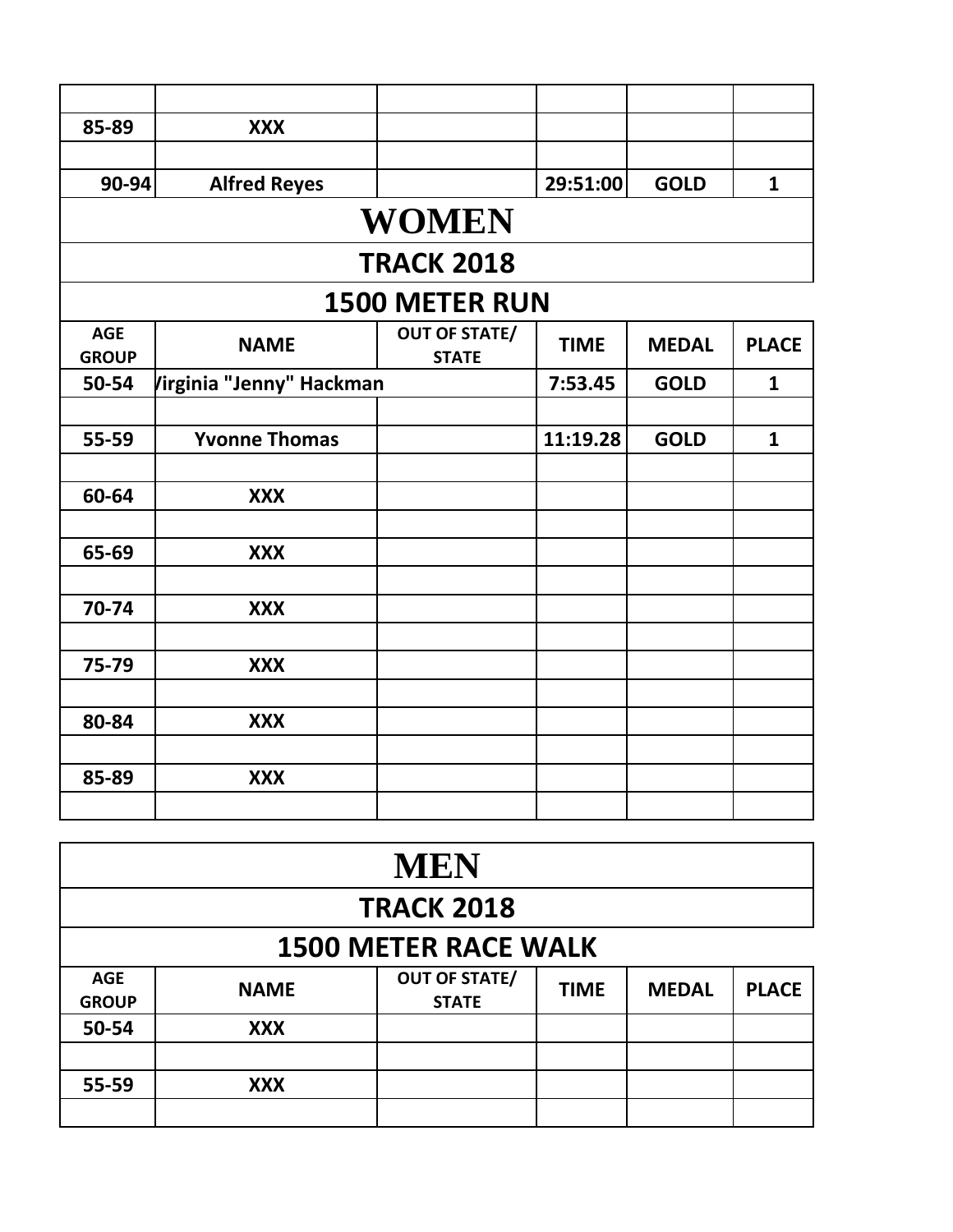| | | | | | |
|---|---|---|---|---|---|
| | | | | | |
| 85-89 | XXX | | | | |
| | | | | | |
| 90-94 | Alfred Reyes | | 29:51:00 | GOLD | 1 |

# WOMEN

## TRACK 2018

## 1500 METER RUN

| AGE GROUP | NAME | OUT OF STATE/ STATE | TIME | MEDAL | PLACE |
|---|---|---|---|---|---|
| 50-54 | /irginia "Jenny" Hackman | | 7:53.45 | GOLD | 1 |
| | | | | | |
| 55-59 | Yvonne Thomas | | 11:19.28 | GOLD | 1 |
| | | | | | |
| 60-64 | XXX | | | | |
| | | | | | |
| 65-69 | XXX | | | | |
| | | | | | |
| 70-74 | XXX | | | | |
| | | | | | |
| 75-79 | XXX | | | | |
| | | | | | |
| 80-84 | XXX | | | | |
| | | | | | |
| 85-89 | XXX | | | | |
| | | | | | |

# MEN

## TRACK 2018

## 1500 METER RACE WALK

| AGE GROUP | NAME | OUT OF STATE/ STATE | TIME | MEDAL | PLACE |
|---|---|---|---|---|---|
| 50-54 | XXX | | | | |
| | | | | | |
| 55-59 | XXX | | | | |
| | | | | | |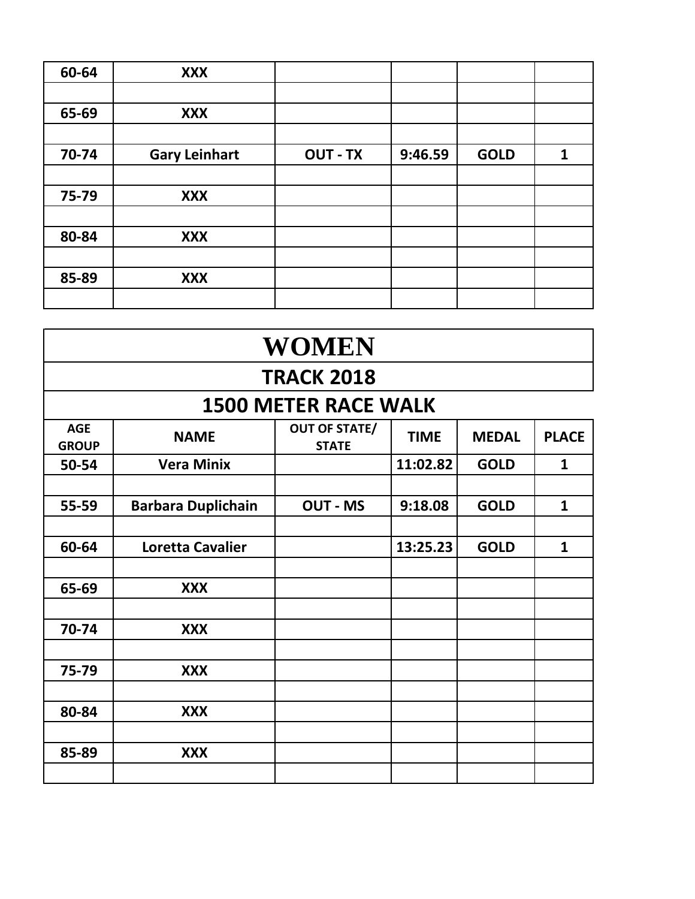| | | | | | |
|---|---|---|---|---|---|
| 60-64 | XXX | | | | |
| | | | | | |
| 65-69 | XXX | | | | |
| | | | | | |
| 70-74 | Gary Leinhart | OUT - TX | 9:46.59 | GOLD | 1 |
| | | | | | |
| 75-79 | XXX | | | | |
| | | | | | |
| 80-84 | XXX | | | | |
| | | | | | |
| 85-89 | XXX | | | | |
| | | | | | |

# WOMEN

## TRACK 2018

## 1500 METER RACE WALK

| AGE GROUP | NAME | OUT OF STATE/ STATE | TIME | MEDAL | PLACE |
|---|---|---|---|---|---|
| 50-54 | Vera Minix | | 11:02.82 | GOLD | 1 |
| | | | | | |
| 55-59 | Barbara Duplichain | OUT - MS | 9:18.08 | GOLD | 1 |
| | | | | | |
| 60-64 | Loretta Cavalier | | 13:25.23 | GOLD | 1 |
| | | | | | |
| 65-69 | XXX | | | | |
| | | | | | |
| 70-74 | XXX | | | | |
| | | | | | |
| 75-79 | XXX | | | | |
| | | | | | |
| 80-84 | XXX | | | | |
| | | | | | |
| 85-89 | XXX | | | | |
| | | | | | |